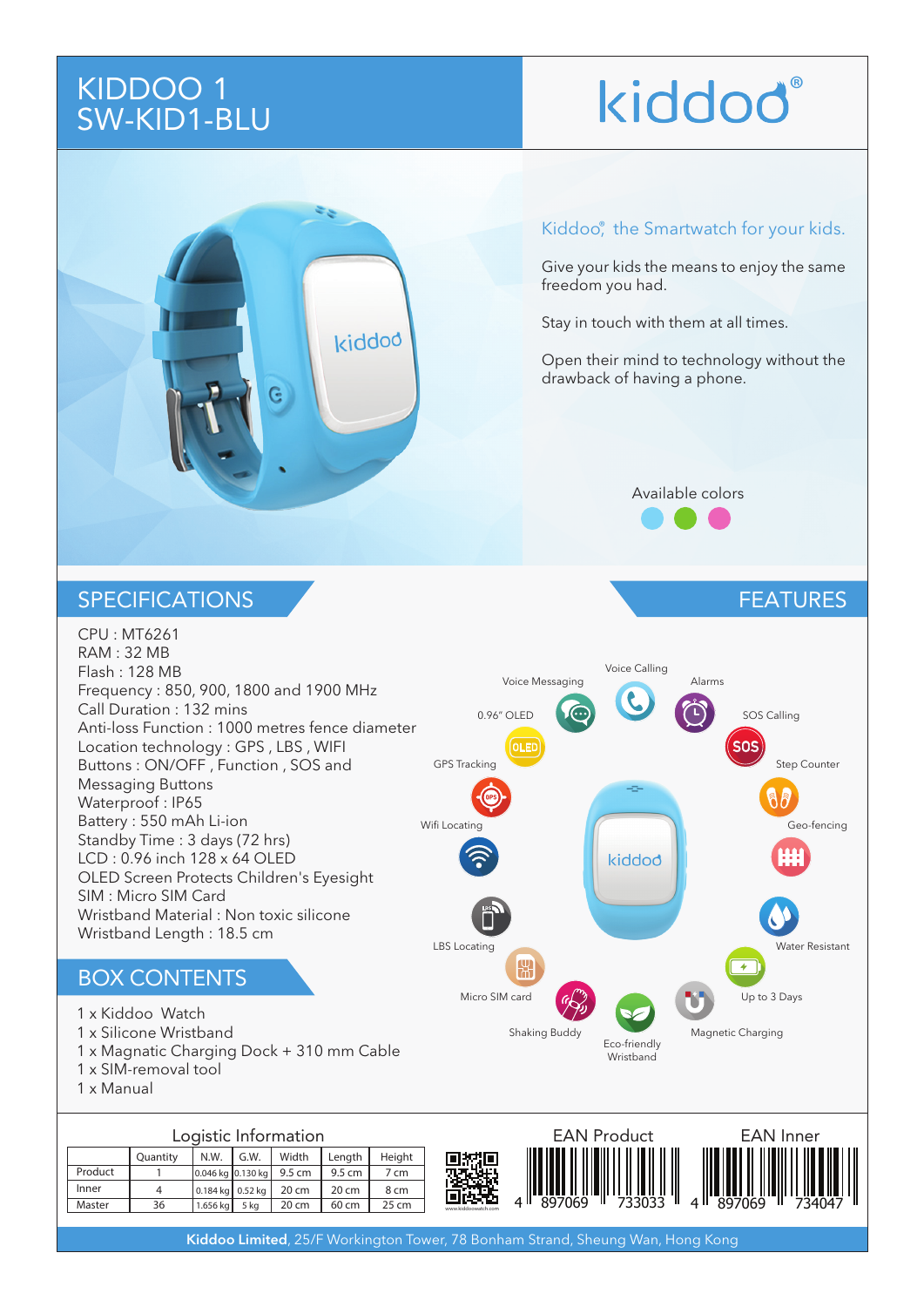# KIDDOO 1
# SW-KID1-BLU

kiddoo®

Kiddoo®, the Smartwatch for your kids.

Give your kids the means to enjoy the same freedom you had.

Stay in touch with them at all times.

Open their mind to technology without the drawback of having a phone.

Available colors

## SPECIFICATIONS

CPU : MT6261
RAM : 32 MB
Flash : 128 MB
Frequency : 850, 900, 1800 and 1900 MHz
Call Duration : 132 mins
Anti-loss Function : 1000 metres fence diameter
Location technology : GPS , LBS , WIFI
Buttons : ON/OFF , Function , SOS and Messaging Buttons
Waterproof : IP65
Battery : 550 mAh Li-ion
Standby Time : 3 days (72 hrs)
LCD : 0.96 inch 128 x 64 OLED
OLED Screen Protects Children's Eyesight
SIM : Micro SIM Card
Wristband Material : Non toxic silicone
Wristband Length : 18.5 cm

## FEATURES

- Voice Messaging
- Voice Calling
- Alarms
- 0.96" OLED
- SOS Calling
- GPS Tracking
- Step Counter
- Wifi Locating
- Geo-fencing
- LBS Locating
- Water Resistant
- Micro SIM card
- Up to 3 Days
- Shaking Buddy
- Eco-friendly Wristband
- Magnetic Charging

## BOX CONTENTS

1 x Kiddoo Watch
1 x Silicone Wristband
1 x Magnatic Charging Dock + 310 mm Cable
1 x SIM-removal tool
1 x Manual

### Logistic Information

| | Quantity | N.W. | G.W. | Width | Length | Height |
|---|---|---|---|---|---|---|
| Product | 1 | 0.046 kg | 0.130 kg | 9.5 cm | 9.5 cm | 7 cm |
| Inner | 4 | 0.184 kg | 0.52 kg | 20 cm | 20 cm | 8 cm |
| Master | 36 | 1.656 kg | 5 kg | 20 cm | 60 cm | 25 cm |

www.kiddoowatch.com

EAN Product: 4 897069 733033

EAN Inner: 4 897069 734047

**Kiddoo Limited**, 25/F Workington Tower, 78 Bonham Strand, Sheung Wan, Hong Kong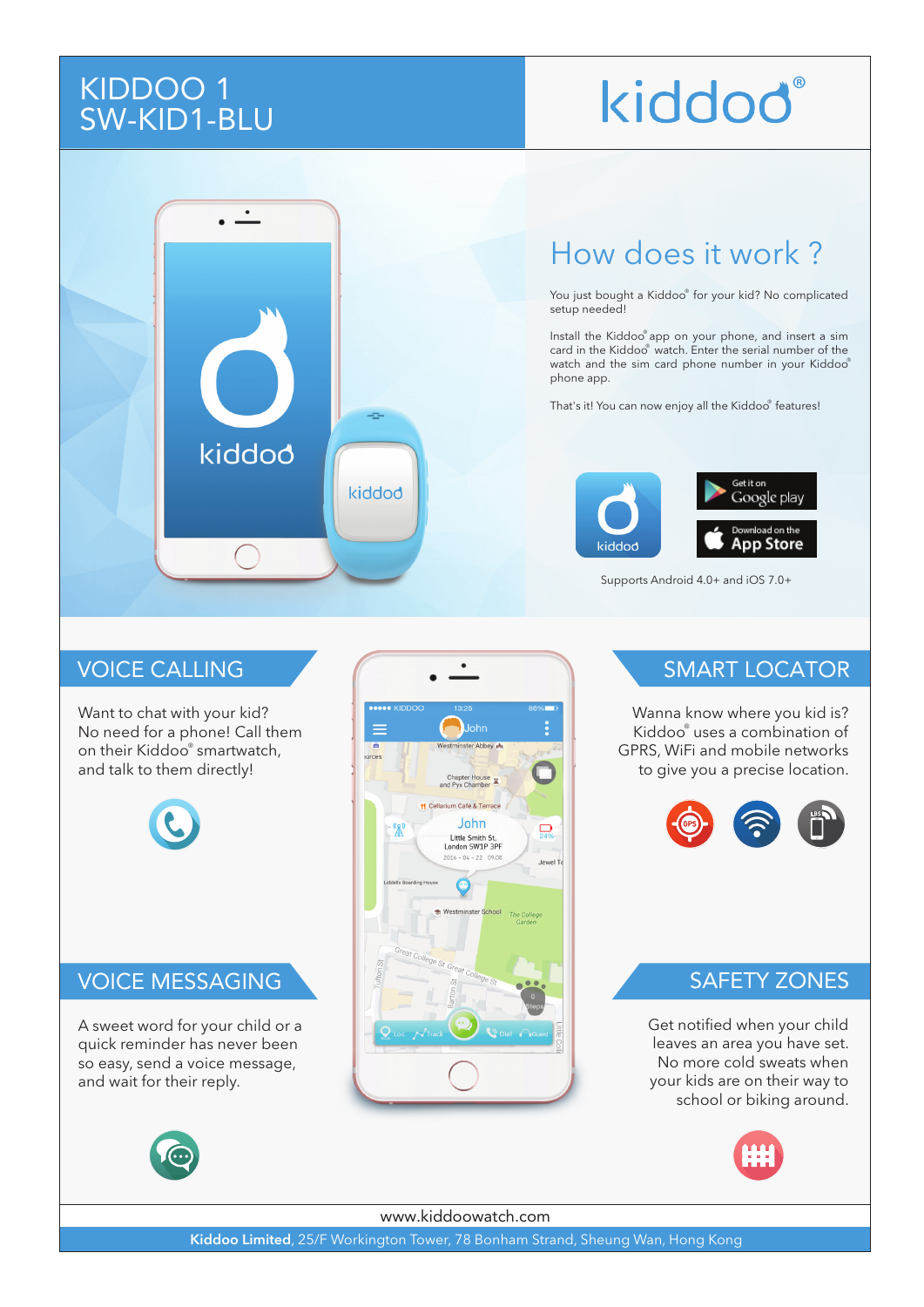# KIDDOO 1
# SW-KID1-BLU

kiddoo®

## How does it work ?

You just bought a Kiddoo® for your kid? No complicated setup needed!

Install the Kiddoo® app on your phone, and insert a sim card in the Kiddoo® watch. Enter the serial number of the watch and the sim card phone number in your Kiddoo® phone app.

That's it! You can now enjoy all the Kiddoo® features!

Supports Android 4.0+ and iOS 7.0+

## VOICE CALLING

Want to chat with your kid?
No need for a phone! Call them on their Kiddoo® smartwatch, and talk to them directly!

## SMART LOCATOR

Wanna know where you kid is? Kiddoo® uses a combination of GPRS, WiFi and mobile networks to give you a precise location.

## VOICE MESSAGING

A sweet word for your child or a quick reminder has never been so easy, send a voice message, and wait for their reply.

## SAFETY ZONES

Get notified when your child leaves an area you have set. No more cold sweats when your kids are on their way to school or biking around.

www.kiddoowatch.com

**Kiddoo Limited**, 25/F Workington Tower, 78 Bonham Strand, Sheung Wan, Hong Kong